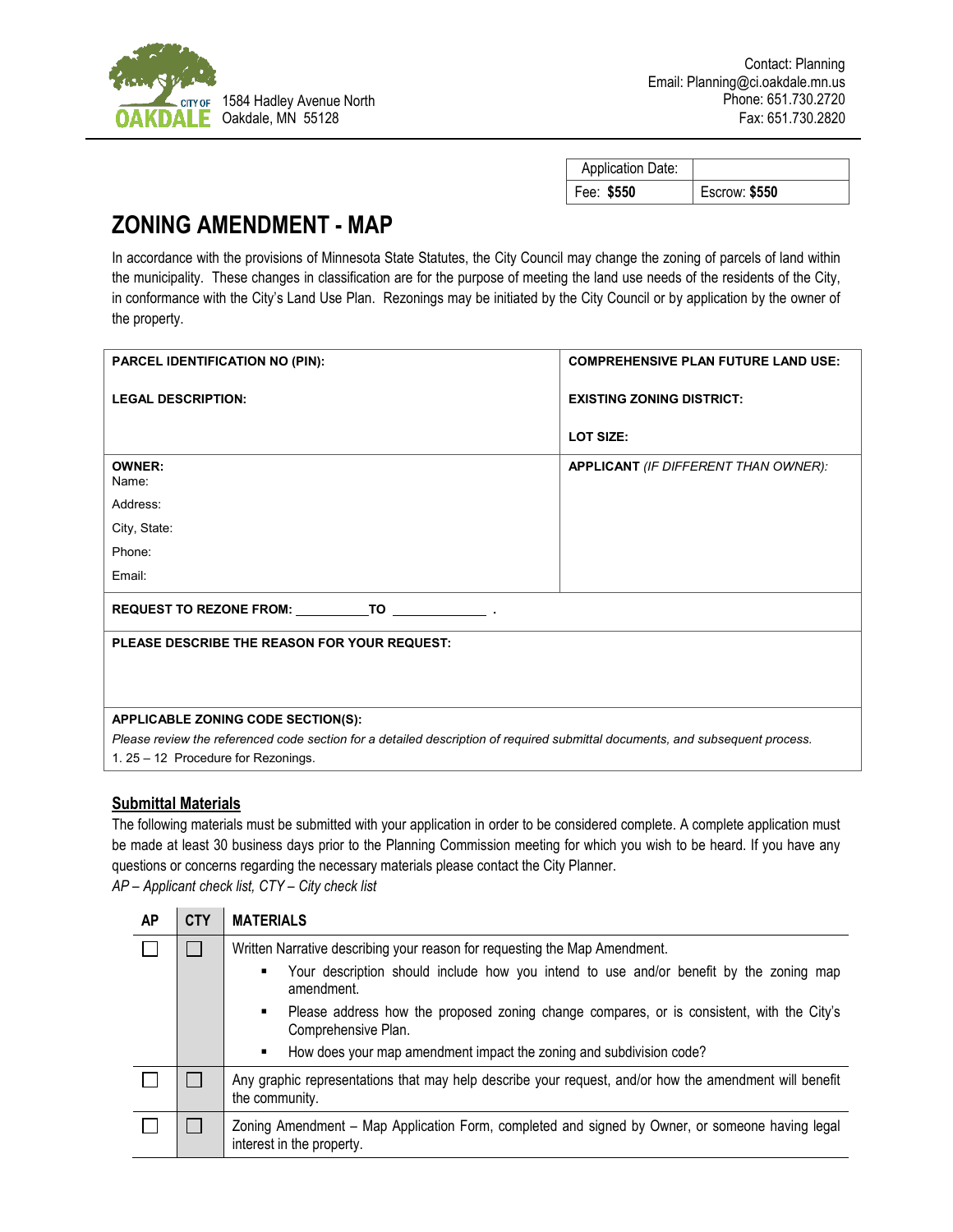CITY OF OAKDALE
1584 Hadley Avenue North
Oakdale, MN 55128

Contact: Planning
Email: Planning@ci.oakdale.mn.us
Phone: 651.730.2720
Fax: 651.730.2820

| Application Date: | |
|---|---|
| Fee: **$550** | Escrow: **$550** |

# ZONING AMENDMENT - MAP

In accordance with the provisions of Minnesota State Statutes, the City Council may change the zoning of parcels of land within the municipality. These changes in classification are for the purpose of meeting the land use needs of the residents of the City, in conformance with the City's Land Use Plan. Rezonings may be initiated by the City Council or by application by the owner of the property.

| | |
|---|---|
| **PARCEL IDENTIFICATION NO (PIN):**<br><br>**LEGAL DESCRIPTION:** | **COMPREHENSIVE PLAN FUTURE LAND USE:**<br><br>**EXISTING ZONING DISTRICT:**<br><br>**LOT SIZE:** |
| **OWNER:**<br>Name:<br>Address:<br>City, State:<br>Phone:<br>Email: | **APPLICANT** *(IF DIFFERENT THAN OWNER):* |

**REQUEST TO REZONE FROM:** __________ **TO** _____________ .

**PLEASE DESCRIBE THE REASON FOR YOUR REQUEST:**

**APPLICABLE ZONING CODE SECTION(S):**

*Please review the referenced code section for a detailed description of required submittal documents, and subsequent process.*

1. 25 – 12 Procedure for Rezonings.

## Submittal Materials

The following materials must be submitted with your application in order to be considered complete. A complete application must be made at least 30 business days prior to the Planning Commission meeting for which you wish to be heard. If you have any questions or concerns regarding the necessary materials please contact the City Planner.

*AP – Applicant check list, CTY – City check list*

| AP | CTY | MATERIALS |
|---|---|---|
| ☐ | ☐ | Written Narrative describing your reason for requesting the Map Amendment.<br>▪ Your description should include how you intend to use and/or benefit by the zoning map amendment.<br>▪ Please address how the proposed zoning change compares, or is consistent, with the City's Comprehensive Plan.<br>▪ How does your map amendment impact the zoning and subdivision code? |
| ☐ | ☐ | Any graphic representations that may help describe your request, and/or how the amendment will benefit the community. |
| ☐ | ☐ | Zoning Amendment – Map Application Form, completed and signed by Owner, or someone having legal interest in the property. |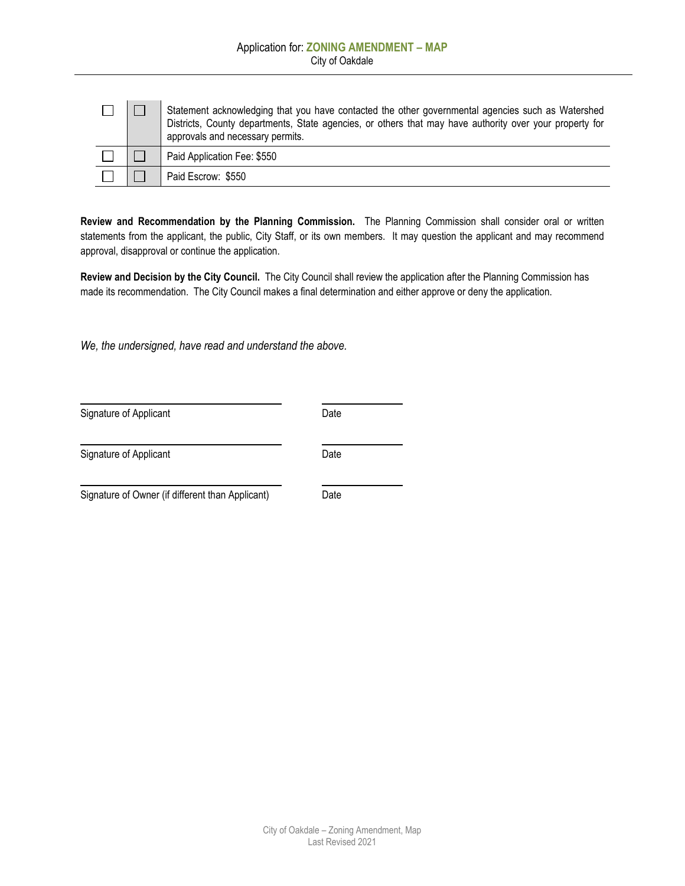| | | |
|---|---|---|
| ☐ | ☐ | Statement acknowledging that you have contacted the other governmental agencies such as Watershed Districts, County departments, State agencies, or others that may have authority over your property for approvals and necessary permits. |
| ☐ | ☐ | Paid Application Fee: $550 |
| ☐ | ☐ | Paid Escrow: $550 |

**Review and Recommendation by the Planning Commission.** The Planning Commission shall consider oral or written statements from the applicant, the public, City Staff, or its own members. It may question the applicant and may recommend approval, disapproval or continue the application.

**Review and Decision by the City Council.** The City Council shall review the application after the Planning Commission has made its recommendation. The City Council makes a final determination and either approve or deny the application.

*We, the undersigned, have read and understand the above.*

| | |
|---|---|
| ______________________________ | ____________ |
| Signature of Applicant | Date |
| ______________________________ | ____________ |
| Signature of Applicant | Date |
| ______________________________ | ____________ |
| Signature of Owner (if different than Applicant) | Date |